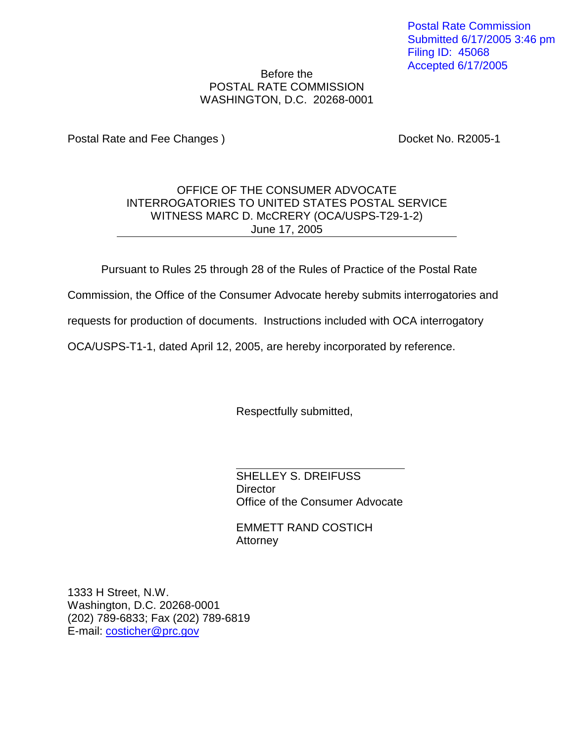Postal Rate Commission
Submitted 6/17/2005 3:46 pm
Filing ID: 45068
Accepted 6/17/2005

Before the
POSTAL RATE COMMISSION
WASHINGTON, D.C. 20268-0001

Postal Rate and Fee Changes ) Docket No. R2005-1

OFFICE OF THE CONSUMER ADVOCATE
INTERROGATORIES TO UNITED STATES POSTAL SERVICE
WITNESS MARC D. McCRERY (OCA/USPS-T29-1-2)
June 17, 2005

Pursuant to Rules 25 through 28 of the Rules of Practice of the Postal Rate Commission, the Office of the Consumer Advocate hereby submits interrogatories and requests for production of documents. Instructions included with OCA interrogatory OCA/USPS-T1-1, dated April 12, 2005, are hereby incorporated by reference.

Respectfully submitted,

SHELLEY S. DREIFUSS
Director
Office of the Consumer Advocate

EMMETT RAND COSTICH
Attorney

1333 H Street, N.W.
Washington, D.C. 20268-0001
(202) 789-6833; Fax (202) 789-6819
E-mail: costicher@prc.gov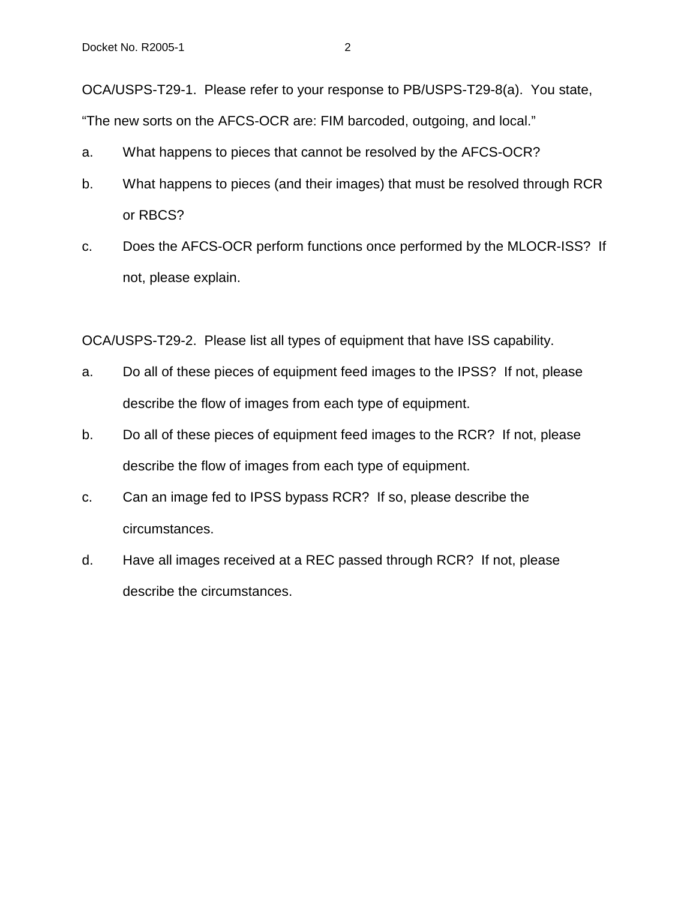OCA/USPS-T29-1. Please refer to your response to PB/USPS-T29-8(a). You state, "The new sorts on the AFCS-OCR are: FIM barcoded, outgoing, and local."

a. What happens to pieces that cannot be resolved by the AFCS-OCR?

b. What happens to pieces (and their images) that must be resolved through RCR or RBCS?

c. Does the AFCS-OCR perform functions once performed by the MLOCR-ISS? If not, please explain.

OCA/USPS-T29-2. Please list all types of equipment that have ISS capability.

a. Do all of these pieces of equipment feed images to the IPSS? If not, please describe the flow of images from each type of equipment.

b. Do all of these pieces of equipment feed images to the RCR? If not, please describe the flow of images from each type of equipment.

c. Can an image fed to IPSS bypass RCR? If so, please describe the circumstances.

d. Have all images received at a REC passed through RCR? If not, please describe the circumstances.